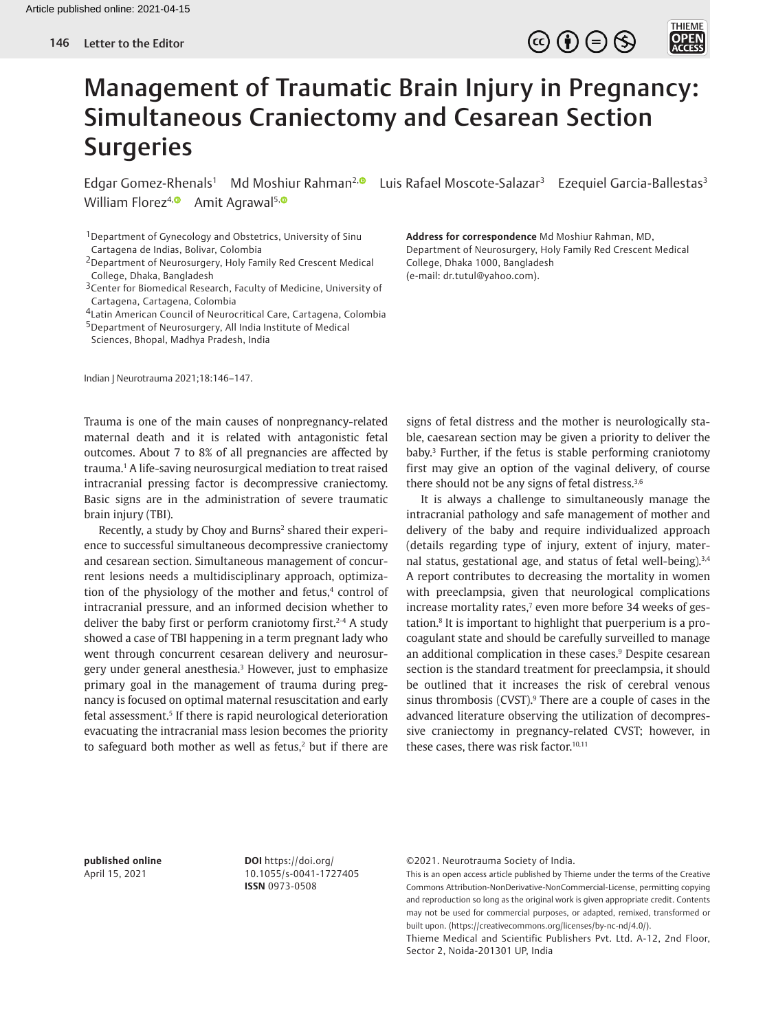Letter to the Editor

# Management of Traumatic Brain Injury in Pregnancy: Simultaneous Craniectomy and Cesarean Section Surgeries

Edgar Gomez-Rhenals[1] Md Moshiur Rahman[2] Luis Rafael Moscote-Salazar[3] Ezequiel Garcia-Ballestas[3] William Florez[4] Amit Agrawal[5]

[1]Department of Gynecology and Obstetrics, University of Sinu Cartagena de Indias, Bolivar, Colombia
[2]Department of Neurosurgery, Holy Family Red Crescent Medical College, Dhaka, Bangladesh
[3]Center for Biomedical Research, Faculty of Medicine, University of Cartagena, Cartagena, Colombia
[4]Latin American Council of Neurocritical Care, Cartagena, Colombia
[5]Department of Neurosurgery, All India Institute of Medical Sciences, Bhopal, Madhya Pradesh, India

**Address for correspondence** Md Moshiur Rahman, MD, Department of Neurosurgery, Holy Family Red Crescent Medical College, Dhaka 1000, Bangladesh (e-mail: dr.tutul@yahoo.com).

Indian J Neurotrauma 2021;18:146–147.

Trauma is one of the main causes of nonpregnancy-related maternal death and it is related with antagonistic fetal outcomes. About 7 to 8% of all pregnancies are affected by trauma.[1] A life-saving neurosurgical mediation to treat raised intracranial pressing factor is decompressive craniectomy. Basic signs are in the administration of severe traumatic brain injury (TBI).

Recently, a study by Choy and Burns[2] shared their experience to successful simultaneous decompressive craniectomy and cesarean section. Simultaneous management of concurrent lesions needs a multidisciplinary approach, optimization of the physiology of the mother and fetus,[4] control of intracranial pressure, and an informed decision whether to deliver the baby first or perform craniotomy first.[2–4] A study showed a case of TBI happening in a term pregnant lady who went through concurrent cesarean delivery and neurosurgery under general anesthesia.[3] However, just to emphasize primary goal in the management of trauma during pregnancy is focused on optimal maternal resuscitation and early fetal assessment.[5] If there is rapid neurological deterioration evacuating the intracranial mass lesion becomes the priority to safeguard both mother as well as fetus,[2] but if there are signs of fetal distress and the mother is neurologically stable, caesarean section may be given a priority to deliver the baby.[3] Further, if the fetus is stable performing craniotomy first may give an option of the vaginal delivery, of course there should not be any signs of fetal distress.[3,6]

It is always a challenge to simultaneously manage the intracranial pathology and safe management of mother and delivery of the baby and require individualized approach (details regarding type of injury, extent of injury, maternal status, gestational age, and status of fetal well-being).[3,4] A report contributes to decreasing the mortality in women with preeclampsia, given that neurological complications increase mortality rates,[7] even more before 34 weeks of gestation.[8] It is important to highlight that puerperium is a procoagulant state and should be carefully surveilled to manage an additional complication in these cases.[9] Despite cesarean section is the standard treatment for preeclampsia, it should be outlined that it increases the risk of cerebral venous sinus thrombosis (CVST).[9] There are a couple of cases in the advanced literature observing the utilization of decompressive craniectomy in pregnancy-related CVST; however, in these cases, there was risk factor.[10,11]

**published online** April 15, 2021

**DOI** https://doi.org/10.1055/s-0041-1727405
**ISSN** 0973-0508

©2021. Neurotrauma Society of India.
This is an open access article published by Thieme under the terms of the Creative Commons Attribution-NonDerivative-NonCommercial-License, permitting copying and reproduction so long as the original work is given appropriate credit. Contents may not be used for commercial purposes, or adapted, remixed, transformed or built upon. (https://creativecommons.org/licenses/by-nc-nd/4.0/).
Thieme Medical and Scientific Publishers Pvt. Ltd. A-12, 2nd Floor, Sector 2, Noida-201301 UP, India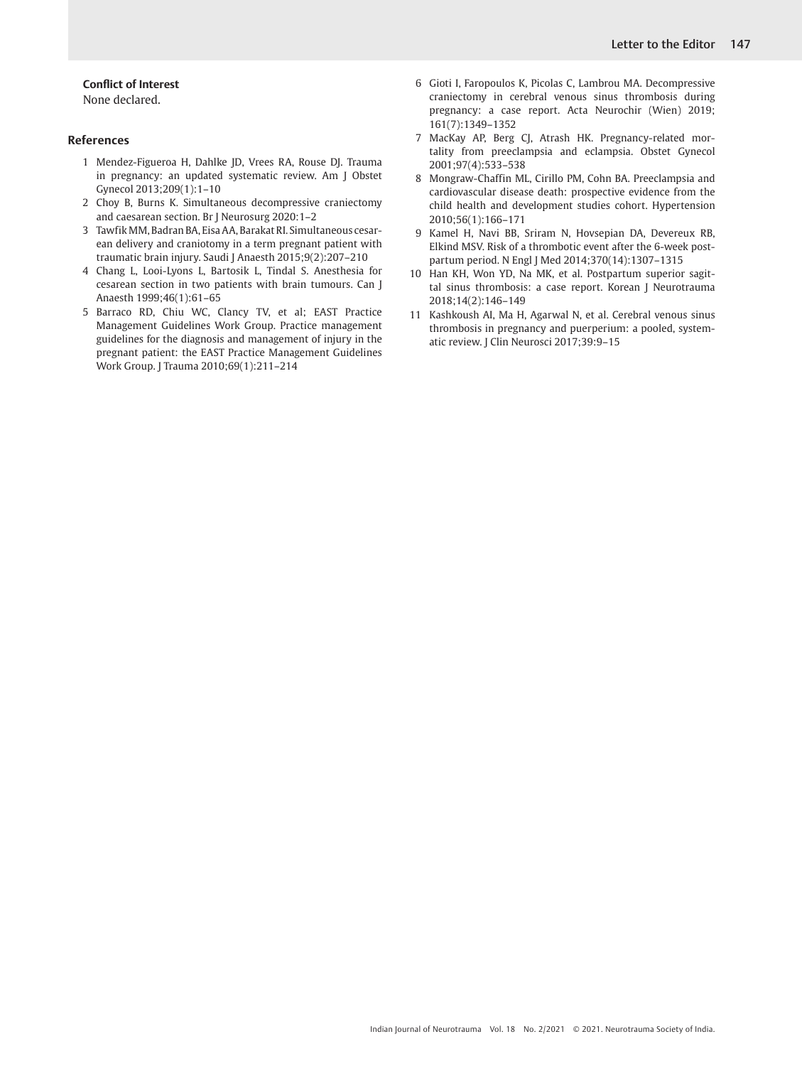**Conflict of Interest**

None declared.

## References

1. Mendez-Figueroa H, Dahlke JD, Vrees RA, Rouse DJ. Trauma in pregnancy: an updated systematic review. Am J Obstet Gynecol 2013;209(1):1–10
2. Choy B, Burns K. Simultaneous decompressive craniectomy and caesarean section. Br J Neurosurg 2020:1–2
3. Tawfik MM, Badran BA, Eisa AA, Barakat RI. Simultaneous cesarean delivery and craniotomy in a term pregnant patient with traumatic brain injury. Saudi J Anaesth 2015;9(2):207–210
4. Chang L, Looi-Lyons L, Bartosik L, Tindal S. Anesthesia for cesarean section in two patients with brain tumours. Can J Anaesth 1999;46(1):61–65
5. Barraco RD, Chiu WC, Clancy TV, et al; EAST Practice Management Guidelines Work Group. Practice management guidelines for the diagnosis and management of injury in the pregnant patient: the EAST Practice Management Guidelines Work Group. J Trauma 2010;69(1):211–214
6. Gioti I, Faropoulos K, Picolas C, Lambrou MA. Decompressive craniectomy in cerebral venous sinus thrombosis during pregnancy: a case report. Acta Neurochir (Wien) 2019; 161(7):1349–1352
7. MacKay AP, Berg CJ, Atrash HK. Pregnancy-related mortality from preeclampsia and eclampsia. Obstet Gynecol 2001;97(4):533–538
8. Mongraw-Chaffin ML, Cirillo PM, Cohn BA. Preeclampsia and cardiovascular disease death: prospective evidence from the child health and development studies cohort. Hypertension 2010;56(1):166–171
9. Kamel H, Navi BB, Sriram N, Hovsepian DA, Devereux RB, Elkind MSV. Risk of a thrombotic event after the 6-week postpartum period. N Engl J Med 2014;370(14):1307–1315
10. Han KH, Won YD, Na MK, et al. Postpartum superior sagittal sinus thrombosis: a case report. Korean J Neurotrauma 2018;14(2):146–149
11. Kashkoush AI, Ma H, Agarwal N, et al. Cerebral venous sinus thrombosis in pregnancy and puerperium: a pooled, systematic review. J Clin Neurosci 2017;39:9–15